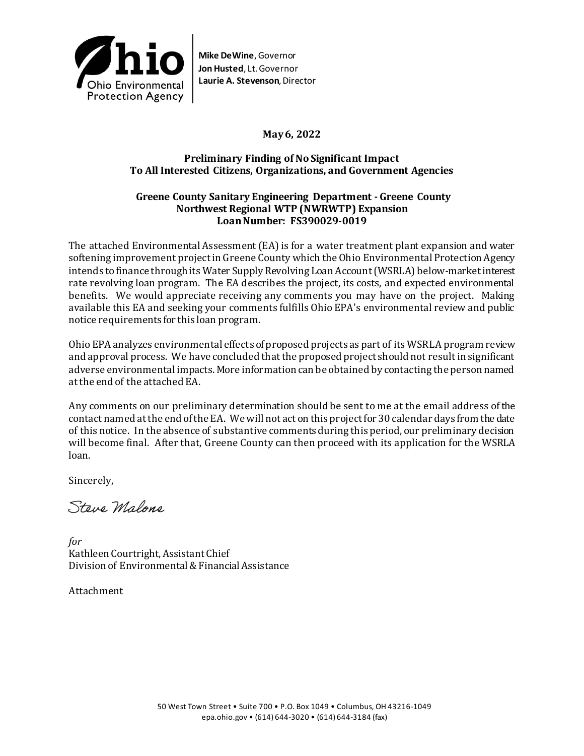Ohio Environmental Protection Agency

**Mike DeWine**, Governor
**Jon Husted**, Lt. Governor
**Laurie A. Stevenson**, Director

**May 6, 2022**

**Preliminary Finding of No Significant Impact**
**To All Interested Citizens, Organizations, and Government Agencies**

**Greene County Sanitary Engineering Department - Greene County**
**Northwest Regional WTP (NWRWTP) Expansion**
**Loan Number: FS390029-0019**

The attached Environmental Assessment (EA) is for a water treatment plant expansion and water softening improvement project in Greene County which the Ohio Environmental Protection Agency intends to finance through its Water Supply Revolving Loan Account (WSRLA) below-market interest rate revolving loan program. The EA describes the project, its costs, and expected environmental benefits. We would appreciate receiving any comments you may have on the project. Making available this EA and seeking your comments fulfills Ohio EPA's environmental review and public notice requirements for this loan program.

Ohio EPA analyzes environmental effects of proposed projects as part of its WSRLA program review and approval process. We have concluded that the proposed project should not result in significant adverse environmental impacts. More information can be obtained by contacting the person named at the end of the attached EA.

Any comments on our preliminary determination should be sent to me at the email address of the contact named at the end of the EA. We will not act on this project for 30 calendar days from the date of this notice. In the absence of substantive comments during this period, our preliminary decision will become final. After that, Greene County can then proceed with its application for the WSRLA loan.

Sincerely,

Steve Malone

*for*
Kathleen Courtright, Assistant Chief
Division of Environmental & Financial Assistance

Attachment

50 West Town Street • Suite 700 • P.O. Box 1049 • Columbus, OH 43216-1049
epa.ohio.gov • (614) 644-3020 • (614) 644-3184 (fax)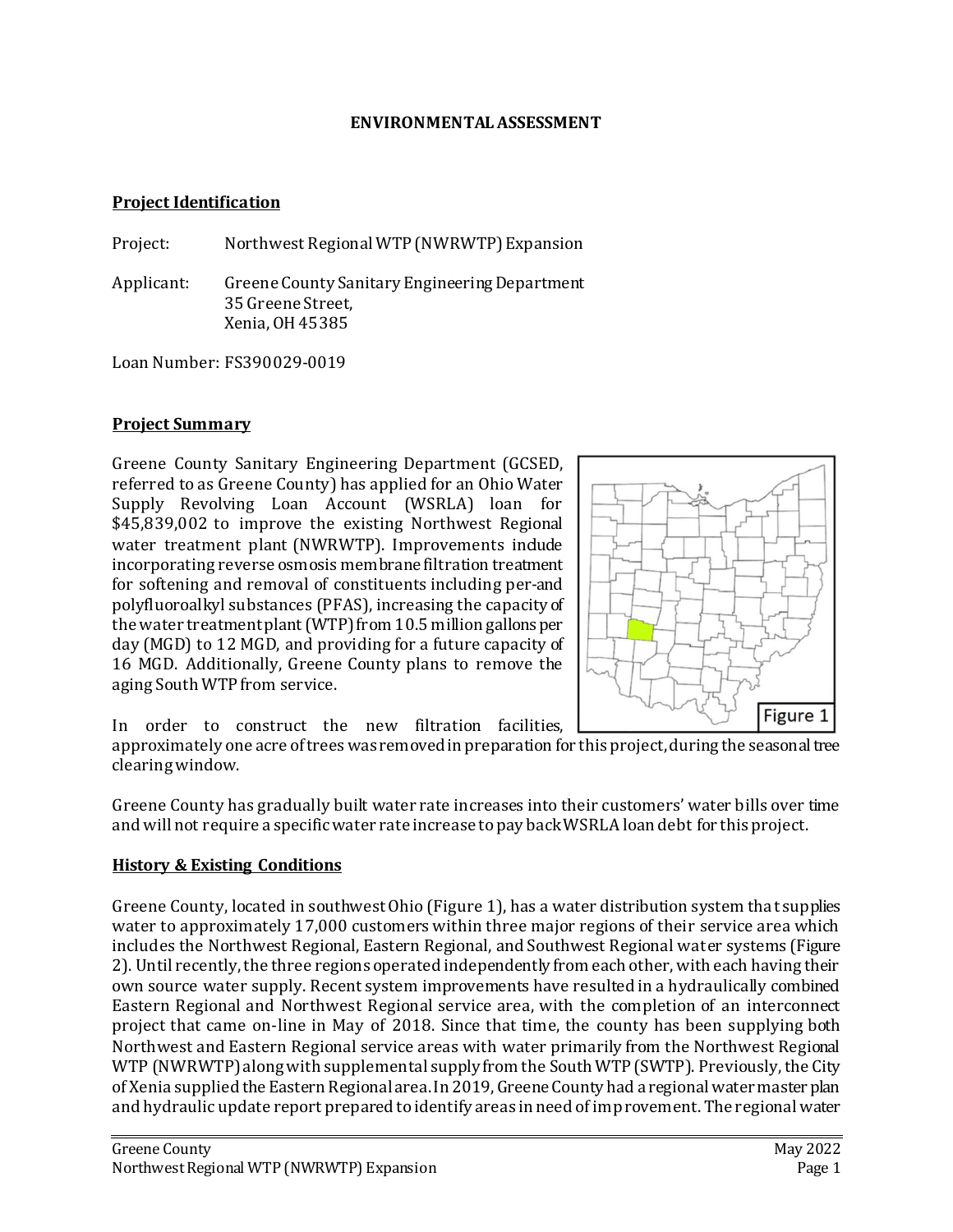**ENVIRONMENTAL ASSESSMENT**

## Project Identification

Project: Northwest Regional WTP (NWRWTP) Expansion

Applicant: Greene County Sanitary Engineering Department
35 Greene Street,
Xenia, OH 45385

Loan Number: FS390029-0019

## Project Summary

Greene County Sanitary Engineering Department (GCSED, referred to as Greene County) has applied for an Ohio Water Supply Revolving Loan Account (WSRLA) loan for $45,839,002 to improve the existing Northwest Regional water treatment plant (NWRWTP). Improvements include incorporating reverse osmosis membrane filtration treatment for softening and removal of constituents including per-and polyfluoroalkyl substances (PFAS), increasing the capacity of the water treatment plant (WTP) from 10.5 million gallons per day (MGD) to 12 MGD, and providing for a future capacity of 16 MGD. Additionally, Greene County plans to remove the aging South WTP from service.

Figure 1

In order to construct the new filtration facilities, approximately one acre of trees was removed in preparation for this project, during the seasonal tree clearing window.

Greene County has gradually built water rate increases into their customers' water bills over time and will not require a specific water rate increase to pay back WSRLA loan debt for this project.

## History & Existing Conditions

Greene County, located in southwest Ohio (Figure 1), has a water distribution system that supplies water to approximately 17,000 customers within three major regions of their service area which includes the Northwest Regional, Eastern Regional, and Southwest Regional water systems (Figure 2). Until recently, the three regions operated independently from each other, with each having their own source water supply. Recent system improvements have resulted in a hydraulically combined Eastern Regional and Northwest Regional service area, with the completion of an interconnect project that came on-line in May of 2018. Since that time, the county has been supplying both Northwest and Eastern Regional service areas with water primarily from the Northwest Regional WTP (NWRWTP) along with supplemental supply from the South WTP (SWTP). Previously, the City of Xenia supplied the Eastern Regional area. In 2019, Greene County had a regional water master plan and hydraulic update report prepared to identify areas in need of improvement. The regional water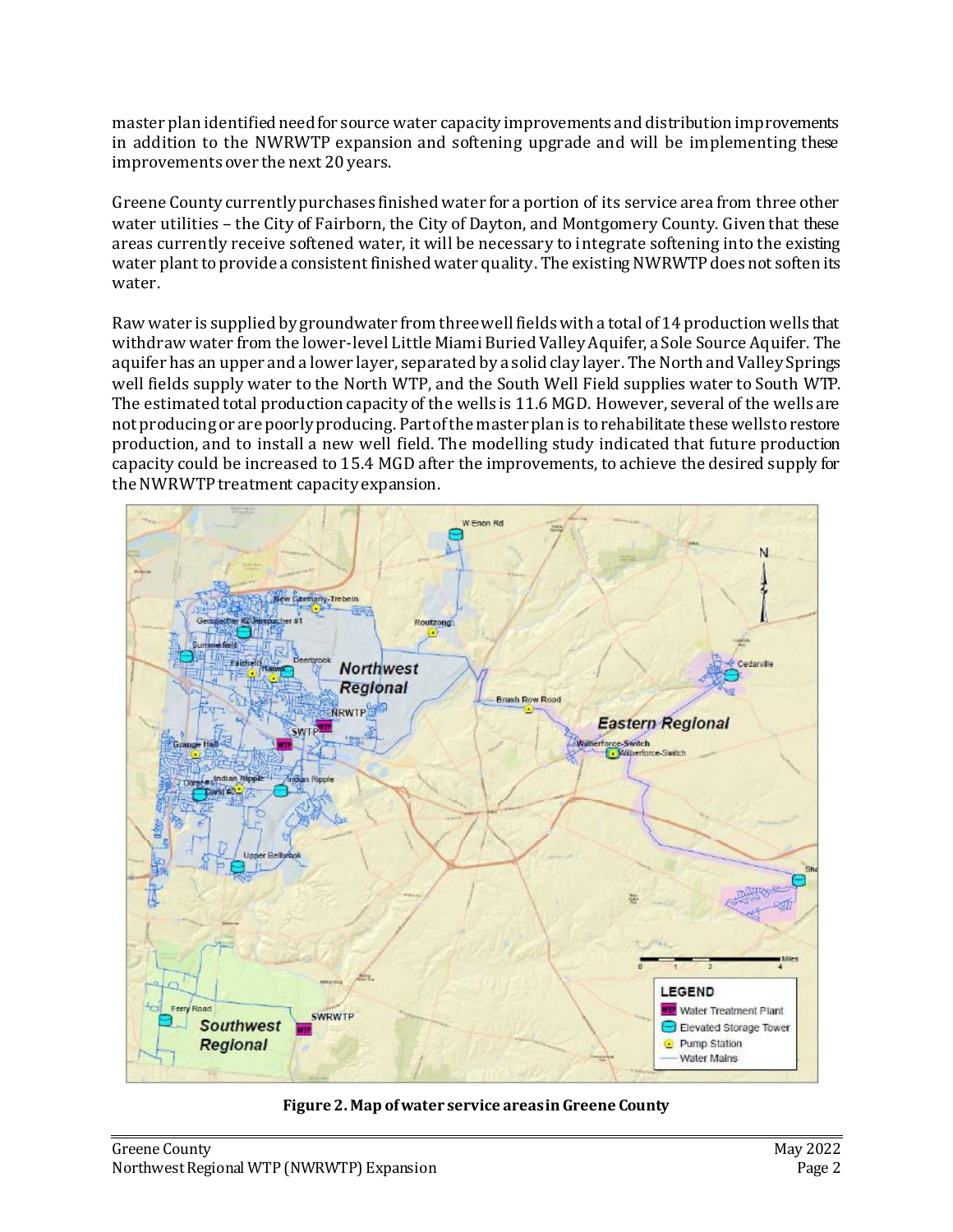master plan identified need for source water capacity improvements and distribution improvements in addition to the NWRWTP expansion and softening upgrade and will be implementing these improvements over the next 20 years.

Greene County currently purchases finished water for a portion of its service area from three other water utilities – the City of Fairborn, the City of Dayton, and Montgomery County. Given that these areas currently receive softened water, it will be necessary to integrate softening into the existing water plant to provide a consistent finished water quality. The existing NWRWTP does not soften its water.

Raw water is supplied by groundwater from three well fields with a total of 14 production wells that withdraw water from the lower-level Little Miami Buried Valley Aquifer, a Sole Source Aquifer. The aquifer has an upper and a lower layer, separated by a solid clay layer. The North and Valley Springs well fields supply water to the North WTP, and the South Well Field supplies water to South WTP. The estimated total production capacity of the wells is 11.6 MGD. However, several of the wells are not producing or are poorly producing. Part of the master plan is to rehabilitate these wells to restore production, and to install a new well field. The modelling study indicated that future production capacity could be increased to 15.4 MGD after the improvements, to achieve the desired supply for the NWRWTP treatment capacity expansion.

**Figure 2. Map of water service areas in Greene County**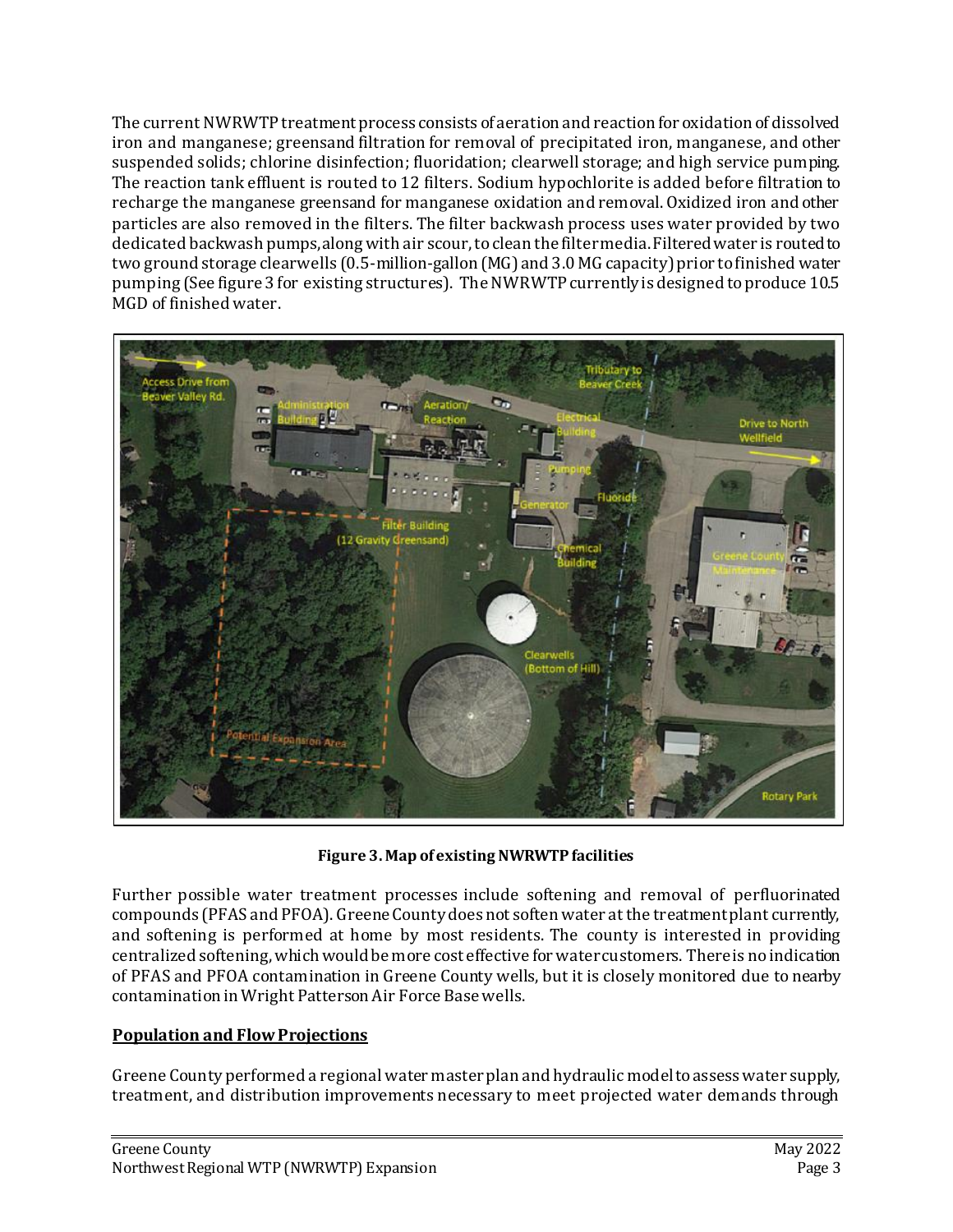The current NWRWTP treatment process consists of aeration and reaction for oxidation of dissolved iron and manganese; greensand filtration for removal of precipitated iron, manganese, and other suspended solids; chlorine disinfection; fluoridation; clearwell storage; and high service pumping. The reaction tank effluent is routed to 12 filters. Sodium hypochlorite is added before filtration to recharge the manganese greensand for manganese oxidation and removal. Oxidized iron and other particles are also removed in the filters. The filter backwash process uses water provided by two dedicated backwash pumps, along with air scour, to clean the filter media. Filtered water is routed to two ground storage clearwells (0.5-million-gallon (MG) and 3.0 MG capacity) prior to finished water pumping (See figure 3 for existing structures). The NWRWTP currently is designed to produce 10.5 MGD of finished water.

**Figure 3. Map of existing NWRWTP facilities**

Further possible water treatment processes include softening and removal of perfluorinated compounds (PFAS and PFOA). Greene County does not soften water at the treatment plant currently, and softening is performed at home by most residents. The county is interested in providing centralized softening, which would be more cost effective for water customers. There is no indication of PFAS and PFOA contamination in Greene County wells, but it is closely monitored due to nearby contamination in Wright Patterson Air Force Base wells.

## Population and Flow Projections

Greene County performed a regional water master plan and hydraulic model to assess water supply, treatment, and distribution improvements necessary to meet projected water demands through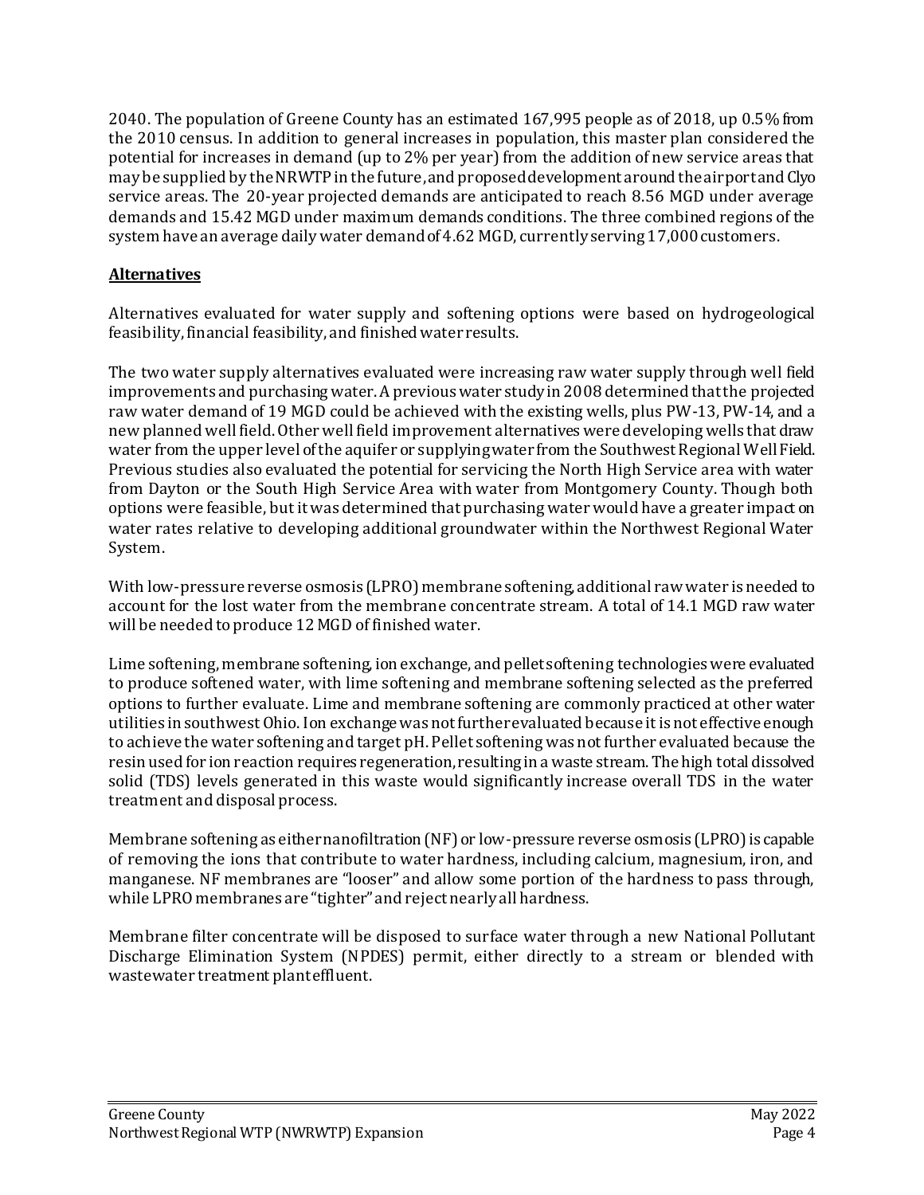2040. The population of Greene County has an estimated 167,995 people as of 2018, up 0.5% from the 2010 census. In addition to general increases in population, this master plan considered the potential for increases in demand (up to 2% per year) from the addition of new service areas that may be supplied by the NRWTP in the future, and proposed development around the airport and Clyo service areas. The 20-year projected demands are anticipated to reach 8.56 MGD under average demands and 15.42 MGD under maximum demands conditions. The three combined regions of the system have an average daily water demand of 4.62 MGD, currently serving 17,000 customers.

## **Alternatives**

Alternatives evaluated for water supply and softening options were based on hydrogeological feasibility, financial feasibility, and finished water results.

The two water supply alternatives evaluated were increasing raw water supply through well field improvements and purchasing water. A previous water study in 2008 determined that the projected raw water demand of 19 MGD could be achieved with the existing wells, plus PW-13, PW-14, and a new planned well field. Other well field improvement alternatives were developing wells that draw water from the upper level of the aquifer or supplying water from the Southwest Regional Well Field. Previous studies also evaluated the potential for servicing the North High Service area with water from Dayton or the South High Service Area with water from Montgomery County. Though both options were feasible, but it was determined that purchasing water would have a greater impact on water rates relative to developing additional groundwater within the Northwest Regional Water System.

With low-pressure reverse osmosis (LPRO) membrane softening, additional raw water is needed to account for the lost water from the membrane concentrate stream. A total of 14.1 MGD raw water will be needed to produce 12 MGD of finished water.

Lime softening, membrane softening, ion exchange, and pellet softening technologies were evaluated to produce softened water, with lime softening and membrane softening selected as the preferred options to further evaluate. Lime and membrane softening are commonly practiced at other water utilities in southwest Ohio. Ion exchange was not further evaluated because it is not effective enough to achieve the water softening and target pH. Pellet softening was not further evaluated because the resin used for ion reaction requires regeneration, resulting in a waste stream. The high total dissolved solid (TDS) levels generated in this waste would significantly increase overall TDS in the water treatment and disposal process.

Membrane softening as either nanofiltration (NF) or low-pressure reverse osmosis (LPRO) is capable of removing the ions that contribute to water hardness, including calcium, magnesium, iron, and manganese. NF membranes are "looser" and allow some portion of the hardness to pass through, while LPRO membranes are "tighter" and reject nearly all hardness.

Membrane filter concentrate will be disposed to surface water through a new National Pollutant Discharge Elimination System (NPDES) permit, either directly to a stream or blended with wastewater treatment plant effluent.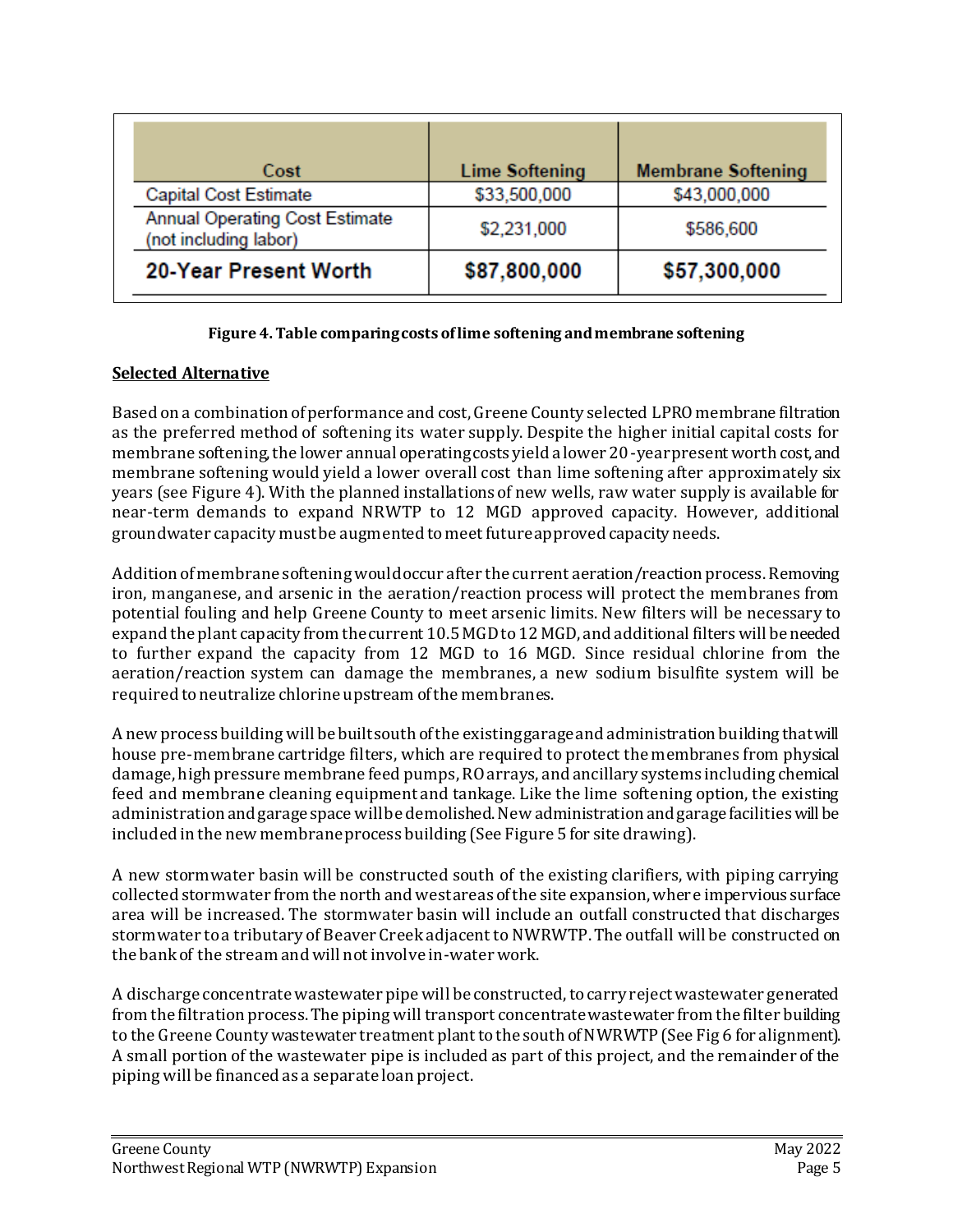| Cost | Lime Softening | Membrane Softening |
|---|---|---|
| Capital Cost Estimate | $33,500,000 | $43,000,000 |
| Annual Operating Cost Estimate (not including labor) | $2,231,000 | $586,600 |
| **20-Year Present Worth** | **$87,800,000** | **$57,300,000** |

**Figure 4. Table comparing costs of lime softening and membrane softening**

**Selected Alternative**

Based on a combination of performance and cost, Greene County selected LPRO membrane filtration as the preferred method of softening its water supply. Despite the higher initial capital costs for membrane softening, the lower annual operating costs yield a lower 20-year present worth cost, and membrane softening would yield a lower overall cost than lime softening after approximately six years (see Figure 4). With the planned installations of new wells, raw water supply is available for near-term demands to expand NRWTP to 12 MGD approved capacity. However, additional groundwater capacity must be augmented to meet future approved capacity needs.

Addition of membrane softening would occur after the current aeration/reaction process. Removing iron, manganese, and arsenic in the aeration/reaction process will protect the membranes from potential fouling and help Greene County to meet arsenic limits. New filters will be necessary to expand the plant capacity from the current 10.5 MGD to 12 MGD, and additional filters will be needed to further expand the capacity from 12 MGD to 16 MGD. Since residual chlorine from the aeration/reaction system can damage the membranes, a new sodium bisulfite system will be required to neutralize chlorine upstream of the membranes.

A new process building will be built south of the existing garage and administration building that will house pre-membrane cartridge filters, which are required to protect the membranes from physical damage, high pressure membrane feed pumps, RO arrays, and ancillary systems including chemical feed and membrane cleaning equipment and tankage. Like the lime softening option, the existing administration and garage space will be demolished. New administration and garage facilities will be included in the new membrane process building (See Figure 5 for site drawing).

A new stormwater basin will be constructed south of the existing clarifiers, with piping carrying collected stormwater from the north and west areas of the site expansion, where impervious surface area will be increased. The stormwater basin will include an outfall constructed that discharges stormwater to a tributary of Beaver Creek adjacent to NWRWTP. The outfall will be constructed on the bank of the stream and will not involve in-water work.

A discharge concentrate wastewater pipe will be constructed, to carry reject wastewater generated from the filtration process. The piping will transport concentrate wastewater from the filter building to the Greene County wastewater treatment plant to the south of NWRWTP (See Fig 6 for alignment). A small portion of the wastewater pipe is included as part of this project, and the remainder of the piping will be financed as a separate loan project.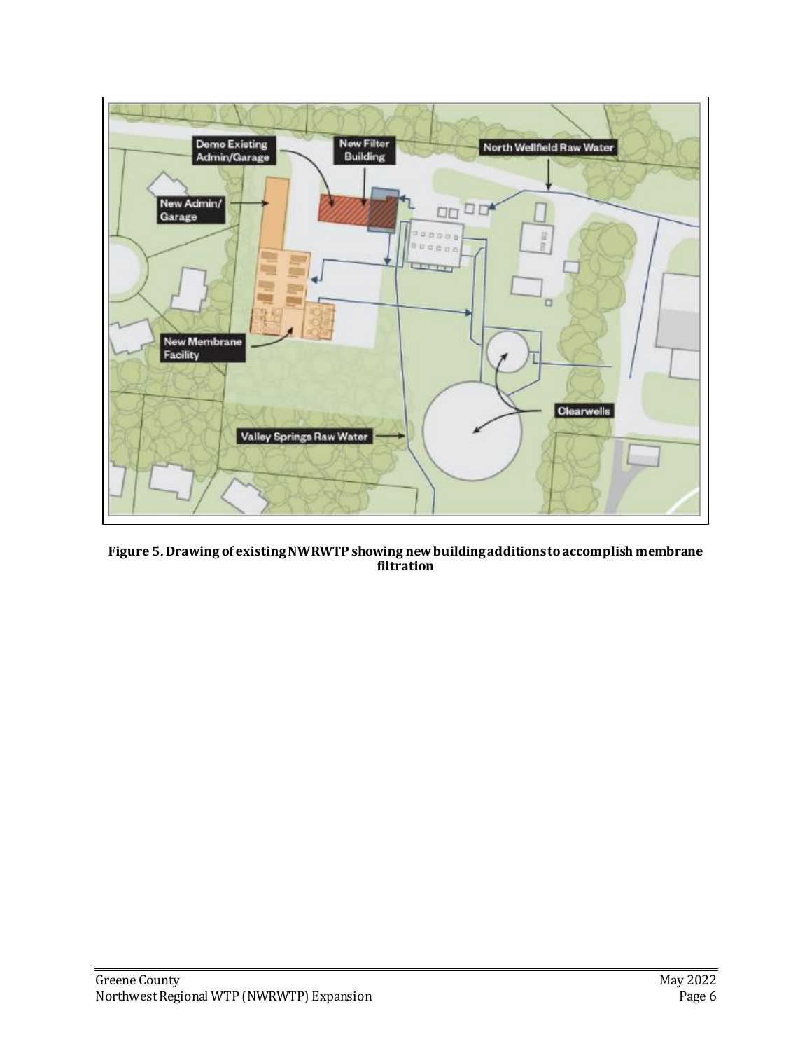**Figure 5. Drawing of existing NWRWTP showing new building additions to accomplish membrane filtration**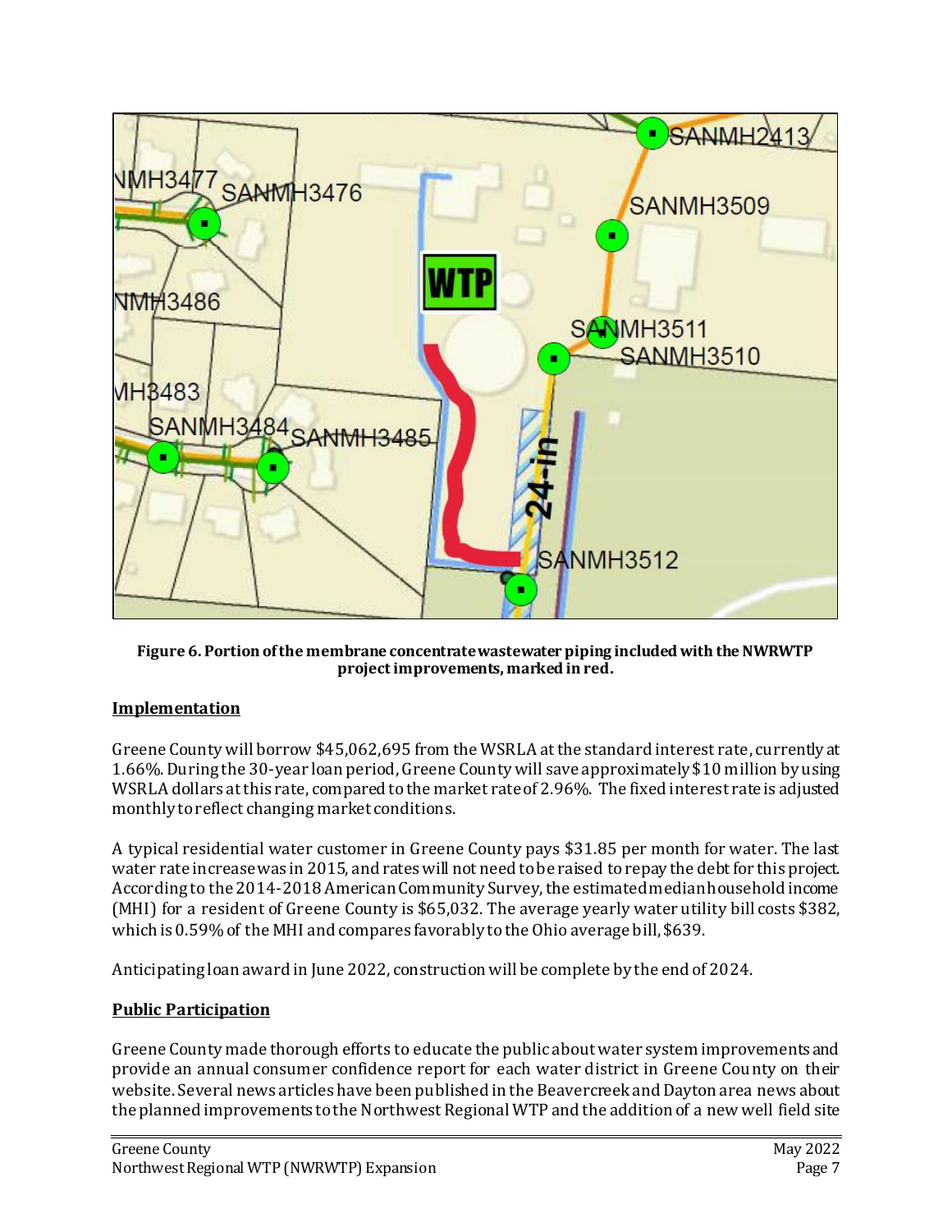**Figure 6. Portion of the membrane concentrate wastewater piping included with the NWRWTP project improvements, marked in red.**

## Implementation

Greene County will borrow $45,062,695 from the WSRLA at the standard interest rate, currently at 1.66%. During the 30-year loan period, Greene County will save approximately $10 million by using WSRLA dollars at this rate, compared to the market rate of 2.96%. The fixed interest rate is adjusted monthly to reflect changing market conditions.

A typical residential water customer in Greene County pays $31.85 per month for water. The last water rate increase was in 2015, and rates will not need to be raised to repay the debt for this project. According to the 2014-2018 American Community Survey, the estimated median household income (MHI) for a resident of Greene County is $65,032. The average yearly water utility bill costs $382, which is 0.59% of the MHI and compares favorably to the Ohio average bill, $639.

Anticipating loan award in June 2022, construction will be complete by the end of 2024.

## Public Participation

Greene County made thorough efforts to educate the public about water system improvements and provide an annual consumer confidence report for each water district in Greene County on their website. Several news articles have been published in the Beavercreek and Dayton area news about the planned improvements to the Northwest Regional WTP and the addition of a new well field site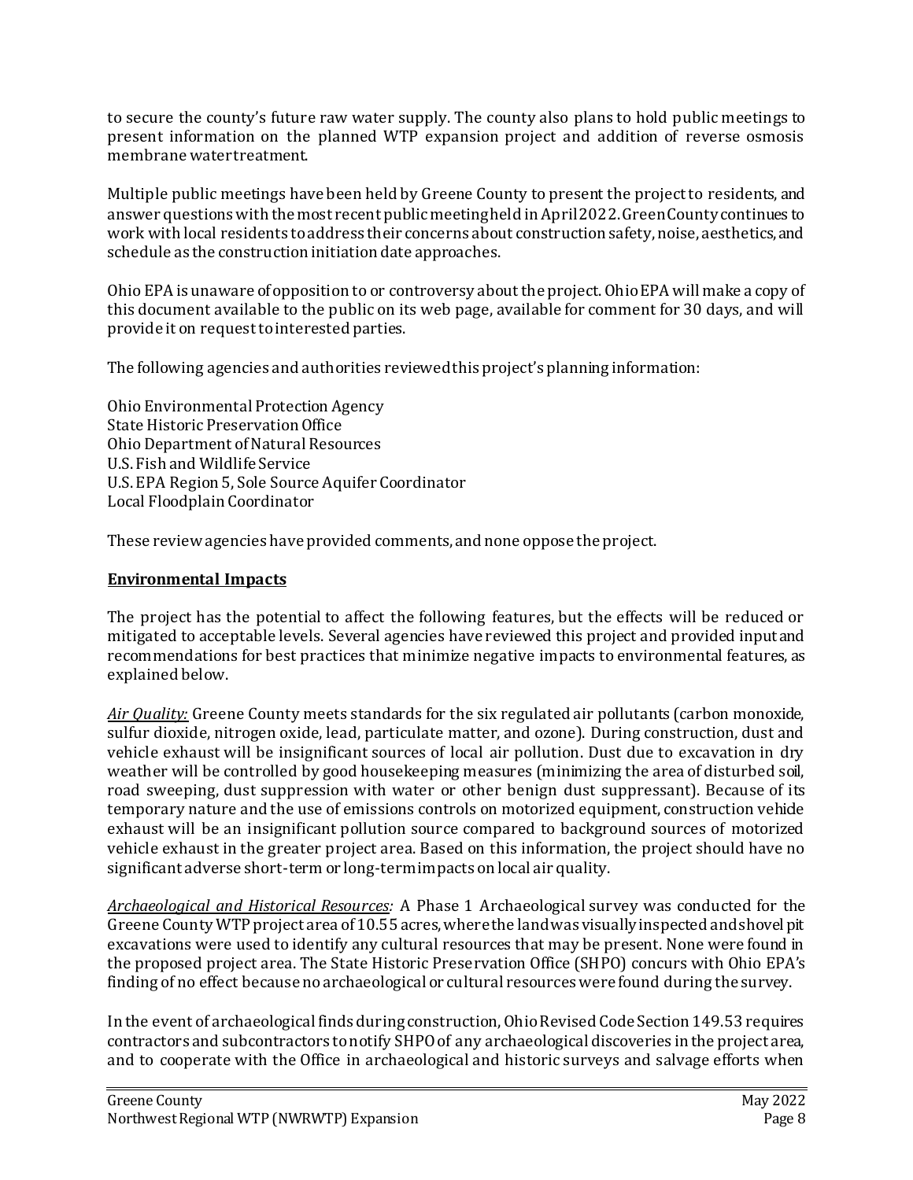to secure the county's future raw water supply. The county also plans to hold public meetings to present information on the planned WTP expansion project and addition of reverse osmosis membrane water treatment.

Multiple public meetings have been held by Greene County to present the project to residents, and answer questions with the most recent public meeting held in April 2022. Green County continues to work with local residents to address their concerns about construction safety, noise, aesthetics, and schedule as the construction initiation date approaches.

Ohio EPA is unaware of opposition to or controversy about the project. Ohio EPA will make a copy of this document available to the public on its web page, available for comment for 30 days, and will provide it on request to interested parties.

The following agencies and authorities reviewed this project's planning information:

Ohio Environmental Protection Agency
State Historic Preservation Office
Ohio Department of Natural Resources
U.S. Fish and Wildlife Service
U.S. EPA Region 5, Sole Source Aquifer Coordinator
Local Floodplain Coordinator

These review agencies have provided comments, and none oppose the project.

## Environmental Impacts

The project has the potential to affect the following features, but the effects will be reduced or mitigated to acceptable levels. Several agencies have reviewed this project and provided input and recommendations for best practices that minimize negative impacts to environmental features, as explained below.

*Air Quality:* Greene County meets standards for the six regulated air pollutants (carbon monoxide, sulfur dioxide, nitrogen oxide, lead, particulate matter, and ozone). During construction, dust and vehicle exhaust will be insignificant sources of local air pollution. Dust due to excavation in dry weather will be controlled by good housekeeping measures (minimizing the area of disturbed soil, road sweeping, dust suppression with water or other benign dust suppressant). Because of its temporary nature and the use of emissions controls on motorized equipment, construction vehide exhaust will be an insignificant pollution source compared to background sources of motorized vehicle exhaust in the greater project area. Based on this information, the project should have no significant adverse short-term or long-term impacts on local air quality.

*Archaeological and Historical Resources:* A Phase 1 Archaeological survey was conducted for the Greene County WTP project area of 10.55 acres, where the land was visually inspected and shovel pit excavations were used to identify any cultural resources that may be present. None were found in the proposed project area. The State Historic Preservation Office (SHPO) concurs with Ohio EPA's finding of no effect because no archaeological or cultural resources were found during the survey.

In the event of archaeological finds during construction, Ohio Revised Code Section 149.53 requires contractors and subcontractors to notify SHPO of any archaeological discoveries in the project area, and to cooperate with the Office in archaeological and historic surveys and salvage efforts when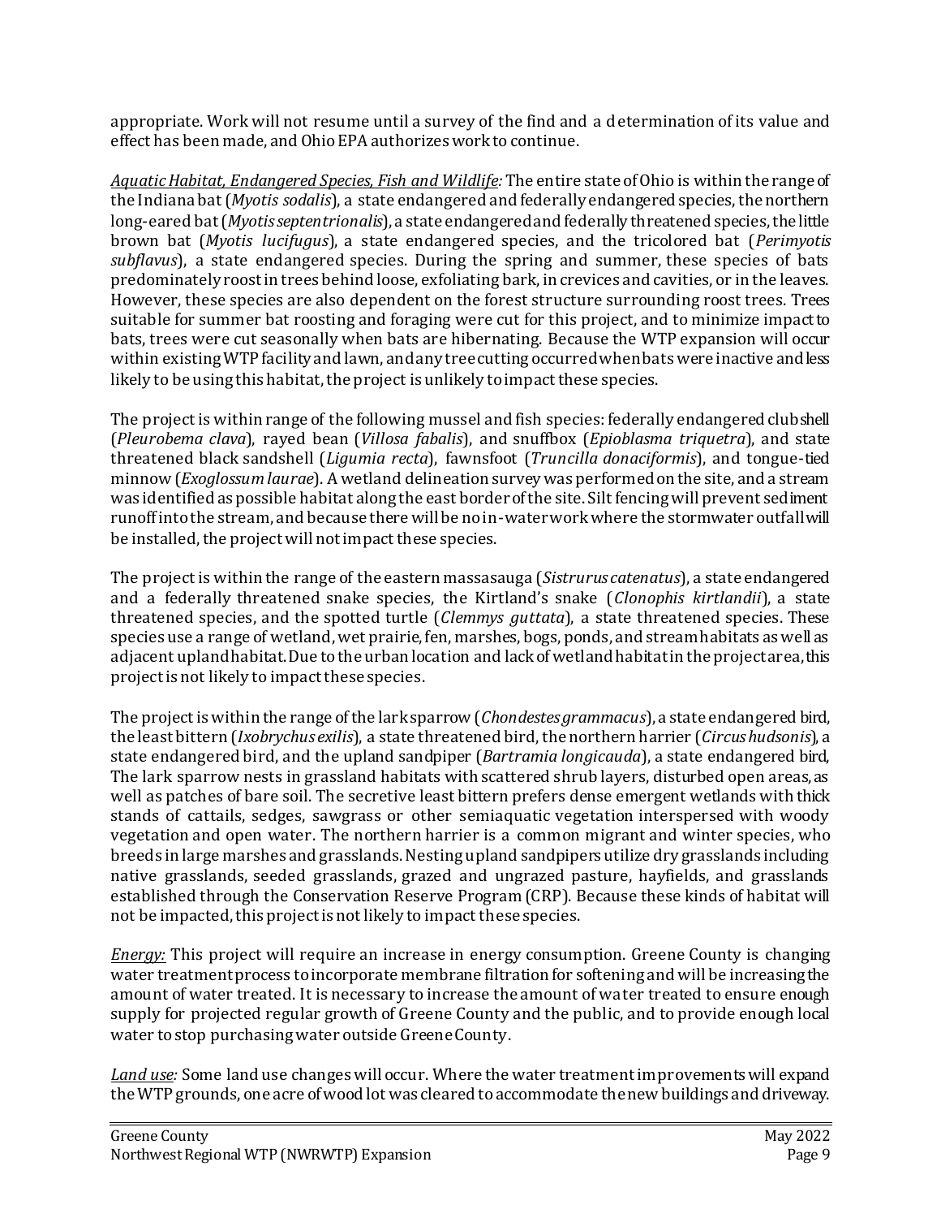appropriate. Work will not resume until a survey of the find and a determination of its value and effect has been made, and Ohio EPA authorizes work to continue.

*Aquatic Habitat, Endangered Species, Fish and Wildlife:* The entire state of Ohio is within the range of the Indiana bat (*Myotis sodalis*), a state endangered and federally endangered species, the northern long-eared bat (*Myotis septentrionalis*), a state endangered and federally threatened species, the little brown bat (*Myotis lucifugus*), a state endangered species, and the tricolored bat (*Perimyotis subflavus*), a state endangered species. During the spring and summer, these species of bats predominately roost in trees behind loose, exfoliating bark, in crevices and cavities, or in the leaves. However, these species are also dependent on the forest structure surrounding roost trees. Trees suitable for summer bat roosting and foraging were cut for this project, and to minimize impact to bats, trees were cut seasonally when bats are hibernating. Because the WTP expansion will occur within existing WTP facility and lawn, and any tree cutting occurred when bats were inactive and less likely to be using this habitat, the project is unlikely to impact these species.

The project is within range of the following mussel and fish species: federally endangered clubshell (*Pleurobema clava*), rayed bean (*Villosa fabalis*), and snuffbox (*Epioblasma triquetra*), and state threatened black sandshell (*Ligumia recta*), fawnsfoot (*Truncilla donaciformis*), and tongue-tied minnow (*Exoglossum laurae*). A wetland delineation survey was performed on the site, and a stream was identified as possible habitat along the east border of the site. Silt fencing will prevent sediment runoff into the stream, and because there will be no in-water work where the stormwater outfall will be installed, the project will not impact these species.

The project is within the range of the eastern massasauga (*Sistrurus catenatus*), a state endangered and a federally threatened snake species, the Kirtland's snake (*Clonophis kirtlandii*), a state threatened species, and the spotted turtle (*Clemmys guttata*), a state threatened species. These species use a range of wetland, wet prairie, fen, marshes, bogs, ponds, and stream habitats as well as adjacent upland habitat. Due to the urban location and lack of wetland habitat in the project area, this project is not likely to impact these species.

The project is within the range of the lark sparrow (*Chondestes grammacus*), a state endangered bird, the least bittern (*Ixobrychus exilis*), a state threatened bird, the northern harrier (*Circus hudsonis*), a state endangered bird, and the upland sandpiper (*Bartramia longicauda*), a state endangered bird, The lark sparrow nests in grassland habitats with scattered shrub layers, disturbed open areas, as well as patches of bare soil. The secretive least bittern prefers dense emergent wetlands with thick stands of cattails, sedges, sawgrass or other semiaquatic vegetation interspersed with woody vegetation and open water. The northern harrier is a common migrant and winter species, who breeds in large marshes and grasslands. Nesting upland sandpipers utilize dry grasslands including native grasslands, seeded grasslands, grazed and ungrazed pasture, hayfields, and grasslands established through the Conservation Reserve Program (CRP). Because these kinds of habitat will not be impacted, this project is not likely to impact these species.

*Energy:* This project will require an increase in energy consumption. Greene County is changing water treatment process to incorporate membrane filtration for softening and will be increasing the amount of water treated. It is necessary to increase the amount of water treated to ensure enough supply for projected regular growth of Greene County and the public, and to provide enough local water to stop purchasing water outside Greene County.

*Land use:* Some land use changes will occur. Where the water treatment improvements will expand the WTP grounds, one acre of wood lot was cleared to accommodate the new buildings and driveway.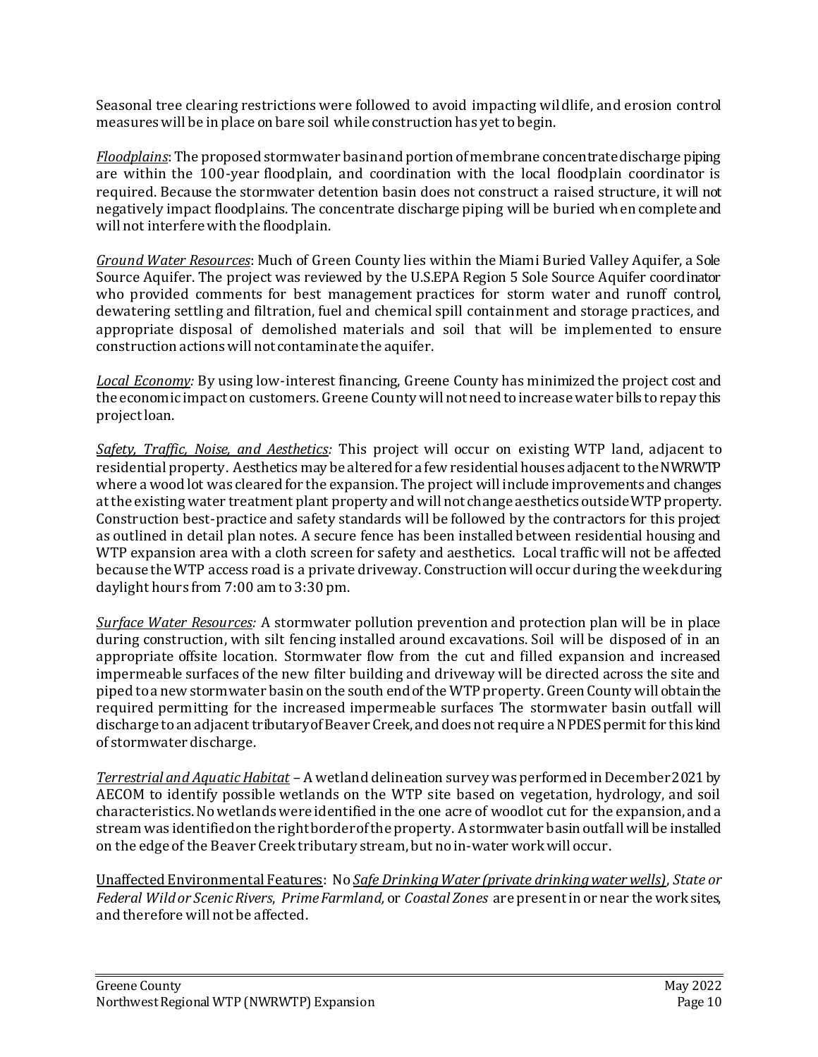Seasonal tree clearing restrictions were followed to avoid impacting wildlife, and erosion control measures will be in place on bare soil while construction has yet to begin.

*Floodplains*: The proposed stormwater basin and portion of membrane concentrate discharge piping are within the 100-year floodplain, and coordination with the local floodplain coordinator is required. Because the stormwater detention basin does not construct a raised structure, it will not negatively impact floodplains. The concentrate discharge piping will be buried when complete and will not interfere with the floodplain.

*Ground Water Resources*: Much of Green County lies within the Miami Buried Valley Aquifer, a Sole Source Aquifer. The project was reviewed by the U.S.EPA Region 5 Sole Source Aquifer coordinator who provided comments for best management practices for storm water and runoff control, dewatering settling and filtration, fuel and chemical spill containment and storage practices, and appropriate disposal of demolished materials and soil that will be implemented to ensure construction actions will not contaminate the aquifer.

*Local Economy:* By using low-interest financing, Greene County has minimized the project cost and the economic impact on customers. Greene County will not need to increase water bills to repay this project loan.

*Safety, Traffic, Noise, and Aesthetics:* This project will occur on existing WTP land, adjacent to residential property. Aesthetics may be altered for a few residential houses adjacent to the NWRWTP where a wood lot was cleared for the expansion. The project will include improvements and changes at the existing water treatment plant property and will not change aesthetics outside WTP property. Construction best-practice and safety standards will be followed by the contractors for this project as outlined in detail plan notes. A secure fence has been installed between residential housing and WTP expansion area with a cloth screen for safety and aesthetics. Local traffic will not be affected because the WTP access road is a private driveway. Construction will occur during the week during daylight hours from 7:00 am to 3:30 pm.

*Surface Water Resources:* A stormwater pollution prevention and protection plan will be in place during construction, with silt fencing installed around excavations. Soil will be disposed of in an appropriate offsite location. Stormwater flow from the cut and filled expansion and increased impermeable surfaces of the new filter building and driveway will be directed across the site and piped to a new stormwater basin on the south end of the WTP property. Green County will obtain the required permitting for the increased impermeable surfaces The stormwater basin outfall will discharge to an adjacent tributary of Beaver Creek, and does not require a NPDES permit for this kind of stormwater discharge.

*Terrestrial and Aquatic Habitat* – A wetland delineation survey was performed in December 2021 by AECOM to identify possible wetlands on the WTP site based on vegetation, hydrology, and soil characteristics. No wetlands were identified in the one acre of woodlot cut for the expansion, and a stream was identified on the right border of the property. A stormwater basin outfall will be installed on the edge of the Beaver Creek tributary stream, but no in-water work will occur.

Unaffected Environmental Features: No *Safe Drinking Water (private drinking water wells)*, *State or Federal Wild or Scenic Rivers*, *Prime Farmland,* or *Coastal Zones* are present in or near the work sites, and therefore will not be affected.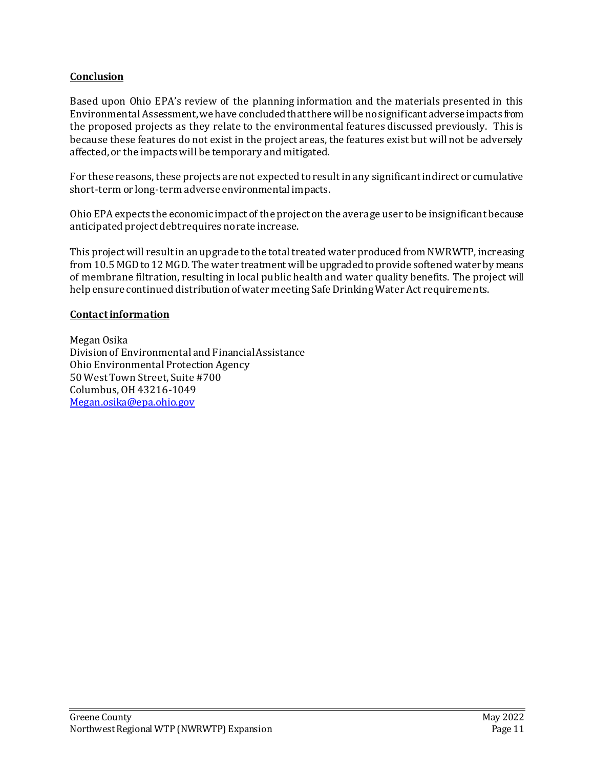**Conclusion**

Based upon Ohio EPA's review of the planning information and the materials presented in this Environmental Assessment, we have concluded that there will be no significant adverse impacts from the proposed projects as they relate to the environmental features discussed previously. This is because these features do not exist in the project areas, the features exist but will not be adversely affected, or the impacts will be temporary and mitigated.

For these reasons, these projects are not expected to result in any significant indirect or cumulative short-term or long-term adverse environmental impacts.

Ohio EPA expects the economic impact of the project on the average user to be insignificant because anticipated project debt requires no rate increase.

This project will result in an upgrade to the total treated water produced from NWRWTP, increasing from 10.5 MGD to 12 MGD. The water treatment will be upgraded to provide softened water by means of membrane filtration, resulting in local public health and water quality benefits. The project will help ensure continued distribution of water meeting Safe Drinking Water Act requirements.

**Contact information**

Megan Osika
Division of Environmental and Financial Assistance
Ohio Environmental Protection Agency
50 West Town Street, Suite #700
Columbus, OH 43216-1049
Megan.osika@epa.ohio.gov